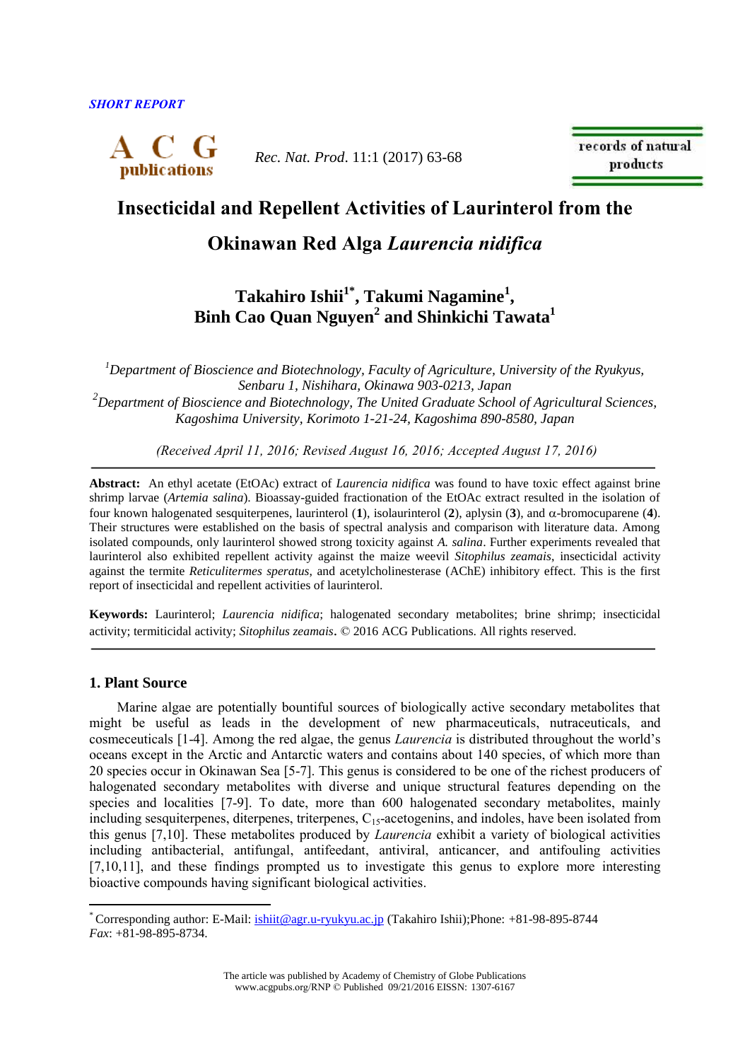*SHORT REPORT*

# Insecticidal and Repellent Activities of Laurinterol from the Okinawan Red Alga *Laurencia nidifica*

**Takahiro Ishii[1*], Takumi Nagamine[1], Binh Cao Quan Nguyen[2] and Shinkichi Tawata[1]**

*[1]Department of Bioscience and Biotechnology, Faculty of Agriculture, University of the Ryukyus, Senbaru 1, Nishihara, Okinawa 903-0213, Japan*
*[2]Department of Bioscience and Biotechnology, The United Graduate School of Agricultural Sciences, Kagoshima University, Korimoto 1-21-24, Kagoshima 890-8580, Japan*

*(Received April 11, 2016; Revised August 16, 2016; Accepted August 17, 2016)*

---

**Abstract:** An ethyl acetate (EtOAc) extract of *Laurencia nidifica* was found to have toxic effect against brine shrimp larvae (*Artemia salina*). Bioassay-guided fractionation of the EtOAc extract resulted in the isolation of four known halogenated sesquiterpenes, laurinterol (**1**), isolaurinterol (**2**), aplysin (**3**), and α-bromocuparene (**4**). Their structures were established on the basis of spectral analysis and comparison with literature data. Among isolated compounds, only laurinterol showed strong toxicity against *A. salina*. Further experiments revealed that laurinterol also exhibited repellent activity against the maize weevil *Sitophilus zeamais*, insecticidal activity against the termite *Reticulitermes speratus*, and acetylcholinesterase (AChE) inhibitory effect. This is the first report of insecticidal and repellent activities of laurinterol.

**Keywords:** Laurinterol; *Laurencia nidifica*; halogenated secondary metabolites; brine shrimp; insecticidal activity; termiticidal activity; *Sitophilus zeamais*. © 2016 ACG Publications. All rights reserved.

---

## 1. Plant Source

Marine algae are potentially bountiful sources of biologically active secondary metabolites that might be useful as leads in the development of new pharmaceuticals, nutraceuticals, and cosmeceuticals [1-4]. Among the red algae, the genus *Laurencia* is distributed throughout the world's oceans except in the Arctic and Antarctic waters and contains about 140 species, of which more than 20 species occur in Okinawan Sea [5-7]. This genus is considered to be one of the richest producers of halogenated secondary metabolites with diverse and unique structural features depending on the species and localities [7-9]. To date, more than 600 halogenated secondary metabolites, mainly including sesquiterpenes, diterpenes, triterpenes, $C_{15}$-acetogenins, and indoles, have been isolated from this genus [7,10]. These metabolites produced by *Laurencia* exhibit a variety of biological activities including antibacterial, antifungal, antifeedant, antiviral, anticancer, and antifouling activities [7,10,11], and these findings prompted us to investigate this genus to explore more interesting bioactive compounds having significant biological activities.

---

[*] Corresponding author: E-Mail: ishiit@agr.u-ryukyu.ac.jp (Takahiro Ishii);Phone: +81-98-895-8744 *Fax*: +81-98-895-8734.

The article was published by Academy of Chemistry of Globe Publications
www.acgpubs.org/RNP © Published 09/21/2016 EISSN: 1307-6167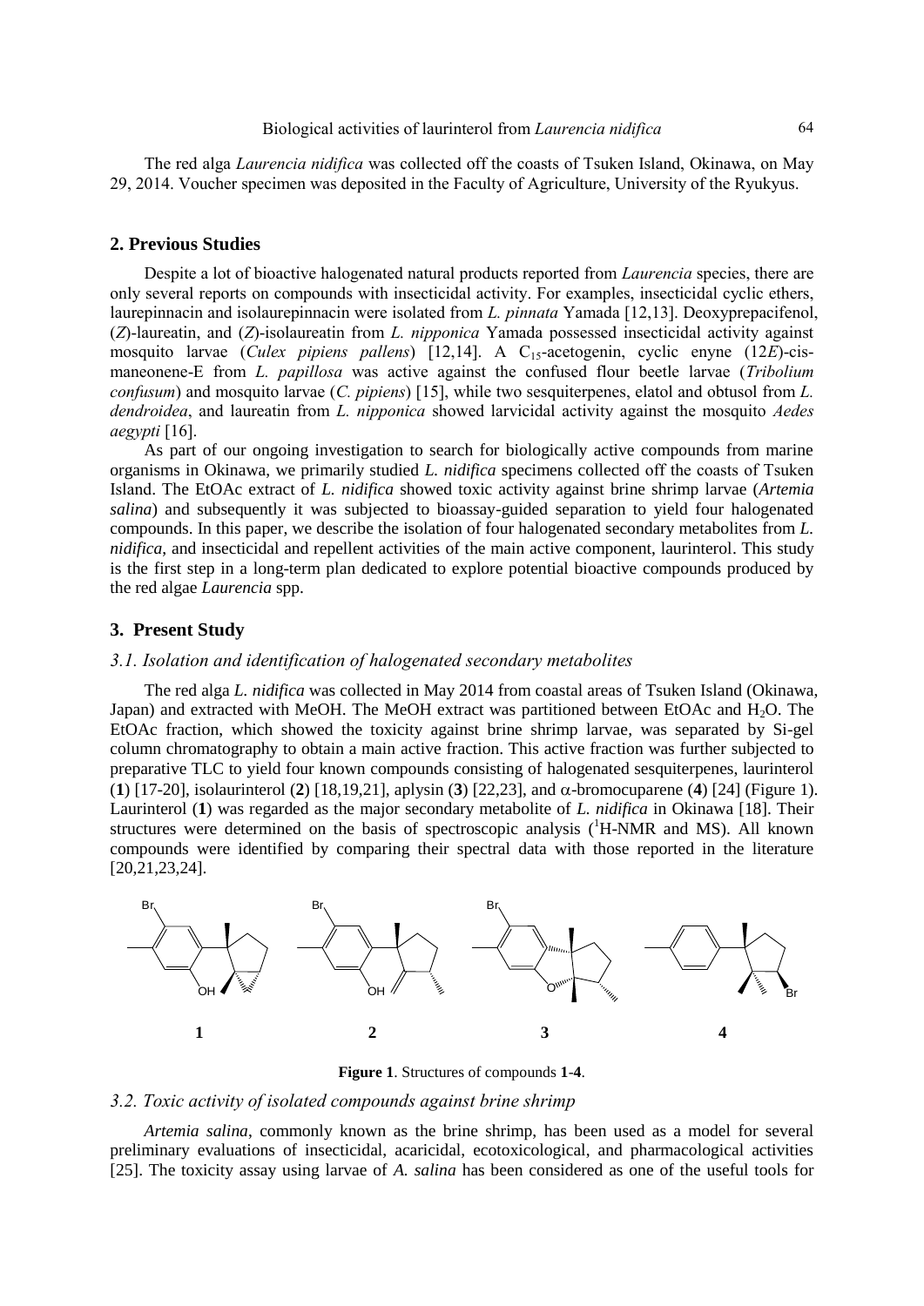The red alga *Laurencia nidifica* was collected off the coasts of Tsuken Island, Okinawa, on May 29, 2014. Voucher specimen was deposited in the Faculty of Agriculture, University of the Ryukyus.

## 2. Previous Studies

Despite a lot of bioactive halogenated natural products reported from *Laurencia* species, there are only several reports on compounds with insecticidal activity. For examples, insecticidal cyclic ethers, laurepinnacin and isolaurepinnacin were isolated from *L. pinnata* Yamada [12,13]. Deoxyprepacifenol, (*Z*)-laureatin, and (*Z*)-isolaureatin from *L. nipponica* Yamada possessed insecticidal activity against mosquito larvae (*Culex pipiens pallens*) [12,14]. A $C_{15}$-acetogenin, cyclic enyne (12*E*)-cis-maneonene-E from *L. papillosa* was active against the confused flour beetle larvae (*Tribolium confusum*) and mosquito larvae (*C. pipiens*) [15], while two sesquiterpenes, elatol and obtusol from *L. dendroidea*, and laureatin from *L. nipponica* showed larvicidal activity against the mosquito *Aedes aegypti* [16].

As part of our ongoing investigation to search for biologically active compounds from marine organisms in Okinawa, we primarily studied *L. nidifica* specimens collected off the coasts of Tsuken Island. The EtOAc extract of *L. nidifica* showed toxic activity against brine shrimp larvae (*Artemia salina*) and subsequently it was subjected to bioassay-guided separation to yield four halogenated compounds. In this paper, we describe the isolation of four halogenated secondary metabolites from *L. nidifica*, and insecticidal and repellent activities of the main active component, laurinterol. This study is the first step in a long-term plan dedicated to explore potential bioactive compounds produced by the red algae *Laurencia* spp.

## 3. Present Study

### 3.1. Isolation and identification of halogenated secondary metabolites

The red alga *L. nidifica* was collected in May 2014 from coastal areas of Tsuken Island (Okinawa, Japan) and extracted with MeOH. The MeOH extract was partitioned between EtOAc and $H_2O$. The EtOAc fraction, which showed the toxicity against brine shrimp larvae, was separated by Si-gel column chromatography to obtain a main active fraction. This active fraction was further subjected to preparative TLC to yield four known compounds consisting of halogenated sesquiterpenes, laurinterol (**1**) [17-20], isolaurinterol (**2**) [18,19,21], aplysin (**3**) [22,23], and α-bromocuparene (**4**) [24] (Figure 1). Laurinterol (**1**) was regarded as the major secondary metabolite of *L. nidifica* in Okinawa [18]. Their structures were determined on the basis of spectroscopic analysis ($^1$H-NMR and MS). All known compounds were identified by comparing their spectral data with those reported in the literature [20,21,23,24].

**Figure 1**. Structures of compounds **1**-**4**.

### 3.2. Toxic activity of isolated compounds against brine shrimp

*Artemia salina*, commonly known as the brine shrimp, has been used as a model for several preliminary evaluations of insecticidal, acaricidal, ecotoxicological, and pharmacological activities [25]. The toxicity assay using larvae of *A. salina* has been considered as one of the useful tools for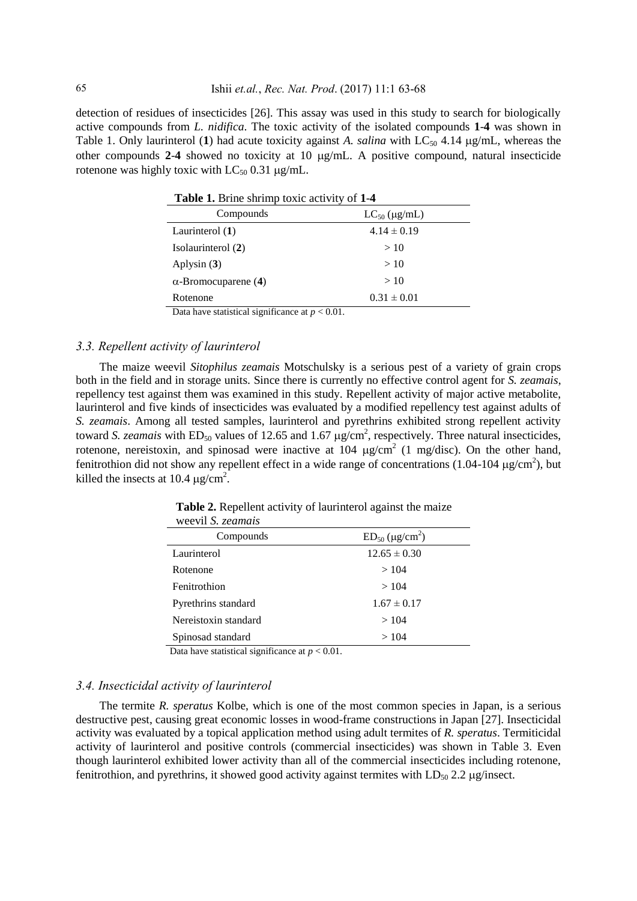detection of residues of insecticides [26]. This assay was used in this study to search for biologically active compounds from *L. nidifica*. The toxic activity of the isolated compounds **1**-**4** was shown in Table 1. Only laurinterol (**1**) had acute toxicity against *A. salina* with $LC_{50}$ 4.14 μg/mL, whereas the other compounds **2**-**4** showed no toxicity at 10 μg/mL. A positive compound, natural insecticide rotenone was highly toxic with $LC_{50}$ 0.31 μg/mL.

**Table 1.** Brine shrimp toxic activity of **1**-**4**

| Compounds | $LC_{50}$ (μg/mL) |
|---|---|
| Laurinterol (**1**) | 4.14 ± 0.19 |
| Isolaurinterol (**2**) | > 10 |
| Aplysin (**3**) | > 10 |
| α-Bromocuparene (**4**) | > 10 |
| Rotenone | 0.31 ± 0.01 |

Data have statistical significance at $p < 0.01$.

### *3.3. Repellent activity of laurinterol*

The maize weevil *Sitophilus zeamais* Motschulsky is a serious pest of a variety of grain crops both in the field and in storage units. Since there is currently no effective control agent for *S. zeamais*, repellency test against them was examined in this study. Repellent activity of major active metabolite, laurinterol and five kinds of insecticides was evaluated by a modified repellency test against adults of *S. zeamais*. Among all tested samples, laurinterol and pyrethrins exhibited strong repellent activity toward *S. zeamais* with $ED_{50}$ values of 12.65 and 1.67 μg/cm$^2$, respectively. Three natural insecticides, rotenone, nereistoxin, and spinosad were inactive at 104 μg/cm$^2$ (1 mg/disc). On the other hand, fenitrothion did not show any repellent effect in a wide range of concentrations (1.04-104 μg/cm$^2$), but killed the insects at 10.4 μg/cm$^2$.

**Table 2.** Repellent activity of laurinterol against the maize weevil *S. zeamais*

| Compounds | $ED_{50}$ (μg/cm$^2$) |
|---|---|
| Laurinterol | 12.65 ± 0.30 |
| Rotenone | > 104 |
| Fenitrothion | > 104 |
| Pyrethrins standard | 1.67 ± 0.17 |
| Nereistoxin standard | > 104 |
| Spinosad standard | > 104 |

Data have statistical significance at $p < 0.01$.

### *3.4. Insecticidal activity of laurinterol*

The termite *R. speratus* Kolbe, which is one of the most common species in Japan, is a serious destructive pest, causing great economic losses in wood-frame constructions in Japan [27]. Insecticidal activity was evaluated by a topical application method using adult termites of *R. speratus*. Termiticidal activity of laurinterol and positive controls (commercial insecticides) was shown in Table 3. Even though laurinterol exhibited lower activity than all of the commercial insecticides including rotenone, fenitrothion, and pyrethrins, it showed good activity against termites with $LD_{50}$ 2.2 μg/insect.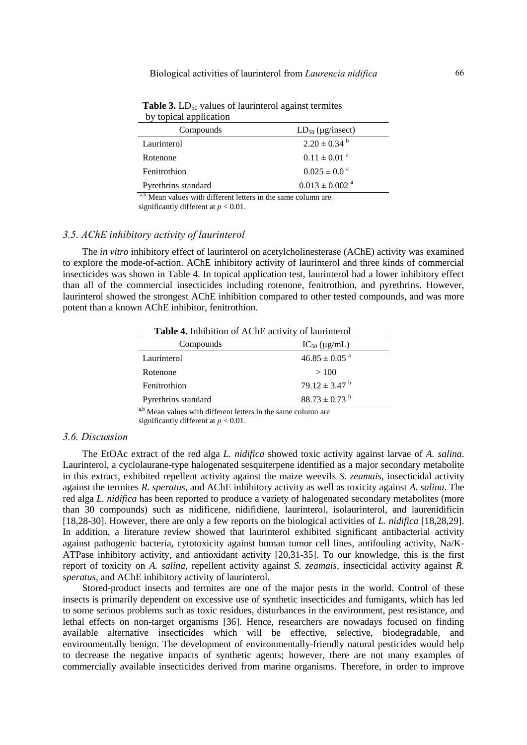**Table 3.** $LD_{50}$ values of laurinterol against termites by topical application

| Compounds | $LD_{50}$ (μg/insect) |
|---|---|
| Laurinterol | $2.20 \pm 0.34$ [b] |
| Rotenone | $0.11 \pm 0.01$ [a] |
| Fenitrothion | $0.025 \pm 0.0$ [a] |
| Pyrethrins standard | $0.013 \pm 0.002$ [a] |

[a,b] Mean values with different letters in the same column are significantly different at $p < 0.01$.

### 3.5. AChE inhibitory activity of laurinterol

The *in vitro* inhibitory effect of laurinterol on acetylcholinesterase (AChE) activity was examined to explore the mode-of-action. AChE inhibitory activity of laurinterol and three kinds of commercial insecticides was shown in Table 4. In topical application test, laurinterol had a lower inhibitory effect than all of the commercial insecticides including rotenone, fenitrothion, and pyrethrins. However, laurinterol showed the strongest AChE inhibition compared to other tested compounds, and was more potent than a known AChE inhibitor, fenitrothion.

**Table 4.** Inhibition of AChE activity of laurinterol

| Compounds | $IC_{50}$ (μg/mL) |
|---|---|
| Laurinterol | $46.85 \pm 0.05$ [a] |
| Rotenone | > 100 |
| Fenitrothion | $79.12 \pm 3.47$ [b] |
| Pyrethrins standard | $88.73 \pm 0.73$ [b] |

[a,b] Mean values with different letters in the same column are significantly different at $p < 0.01$.

### 3.6. Discussion

The EtOAc extract of the red alga *L. nidifica* showed toxic activity against larvae of *A. salina*. Laurinterol, a cyclolaurane-type halogenated sesquiterpene identified as a major secondary metabolite in this extract, exhibited repellent activity against the maize weevils *S. zeamais*, insecticidal activity against the termites *R. speratus*, and AChE inhibitory activity as well as toxicity against *A. salina*. The red alga *L. nidifica* has been reported to produce a variety of halogenated secondary metabolites (more than 30 compounds) such as nidificene, nidifidiene, laurinterol, isolaurinterol, and laurenidificin [18,28-30]. However, there are only a few reports on the biological activities of *L. nidifica* [18,28,29]. In addition, a literature review showed that laurinterol exhibited significant antibacterial activity against pathogenic bacteria, cytotoxicity against human tumor cell lines, antifouling activity, Na/K-ATPase inhibitory activity, and antioxidant activity [20,31-35]. To our knowledge, this is the first report of toxicity on *A. salina*, repellent activity against *S. zeamais*, insecticidal activity against *R. speratus*, and AChE inhibitory activity of laurinterol.

Stored-product insects and termites are one of the major pests in the world. Control of these insects is primarily dependent on excessive use of synthetic insecticides and fumigants, which has led to some serious problems such as toxic residues, disturbances in the environment, pest resistance, and lethal effects on non-target organisms [36]. Hence, researchers are nowadays focused on finding available alternative insecticides which will be effective, selective, biodegradable, and environmentally benign. The development of environmentally-friendly natural pesticides would help to decrease the negative impacts of synthetic agents; however, there are not many examples of commercially available insecticides derived from marine organisms. Therefore, in order to improve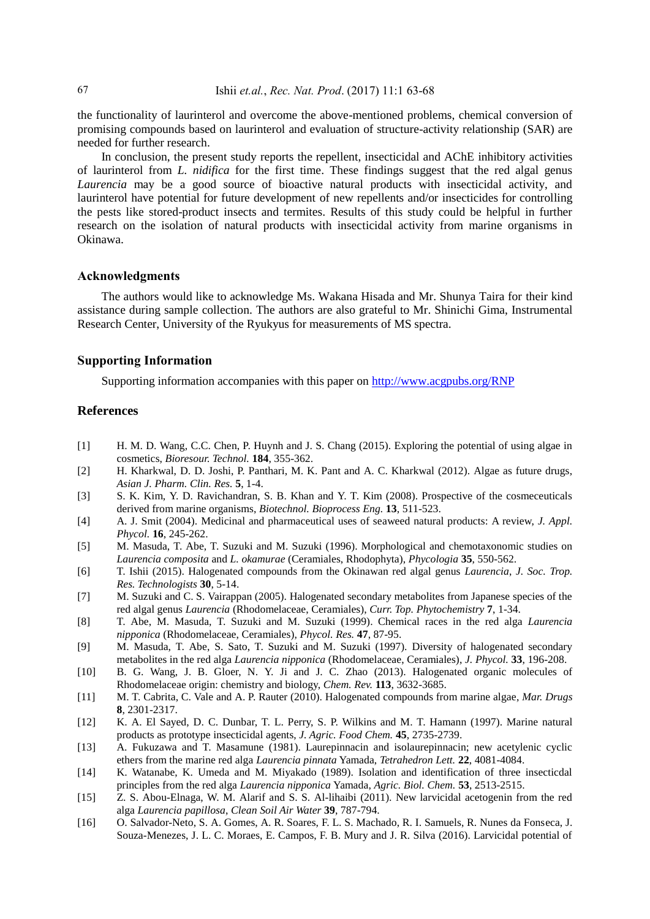the functionality of laurinterol and overcome the above-mentioned problems, chemical conversion of promising compounds based on laurinterol and evaluation of structure-activity relationship (SAR) are needed for further research.

In conclusion, the present study reports the repellent, insecticidal and AChE inhibitory activities of laurinterol from *L. nidifica* for the first time. These findings suggest that the red algal genus *Laurencia* may be a good source of bioactive natural products with insecticidal activity, and laurinterol have potential for future development of new repellents and/or insecticides for controlling the pests like stored-product insects and termites. Results of this study could be helpful in further research on the isolation of natural products with insecticidal activity from marine organisms in Okinawa.

## Acknowledgments

The authors would like to acknowledge Ms. Wakana Hisada and Mr. Shunya Taira for their kind assistance during sample collection. The authors are also grateful to Mr. Shinichi Gima, Instrumental Research Center, University of the Ryukyus for measurements of MS spectra.

## Supporting Information

Supporting information accompanies with this paper on http://www.acgpubs.org/RNP

## References

[1] H. M. D. Wang, C.C. Chen, P. Huynh and J. S. Chang (2015). Exploring the potential of using algae in cosmetics, *Bioresour. Technol.* **184**, 355-362.

[2] H. Kharkwal, D. D. Joshi, P. Panthari, M. K. Pant and A. C. Kharkwal (2012). Algae as future drugs, *Asian J. Pharm. Clin. Res.* **5**, 1-4.

[3] S. K. Kim, Y. D. Ravichandran, S. B. Khan and Y. T. Kim (2008). Prospective of the cosmeceuticals derived from marine organisms, *Biotechnol. Bioprocess Eng.* **13**, 511-523.

[4] A. J. Smit (2004). Medicinal and pharmaceutical uses of seaweed natural products: A review, *J. Appl. Phycol.* **16**, 245-262.

[5] M. Masuda, T. Abe, T. Suzuki and M. Suzuki (1996). Morphological and chemotaxonomic studies on *Laurencia composita* and *L. okamurae* (Ceramiales, Rhodophyta), *Phycologia* **35**, 550-562.

[6] T. Ishii (2015). Halogenated compounds from the Okinawan red algal genus *Laurencia*, *J. Soc. Trop. Res. Technologists* **30**, 5-14.

[7] M. Suzuki and C. S. Vairappan (2005). Halogenated secondary metabolites from Japanese species of the red algal genus *Laurencia* (Rhodomelaceae, Ceramiales), *Curr. Top. Phytochemistry* **7**, 1-34.

[8] T. Abe, M. Masuda, T. Suzuki and M. Suzuki (1999). Chemical races in the red alga *Laurencia nipponica* (Rhodomelaceae, Ceramiales), *Phycol. Res.* **47**, 87-95.

[9] M. Masuda, T. Abe, S. Sato, T. Suzuki and M. Suzuki (1997). Diversity of halogenated secondary metabolites in the red alga *Laurencia nipponica* (Rhodomelaceae, Ceramiales), *J. Phycol.* **33**, 196-208.

[10] B. G. Wang, J. B. Gloer, N. Y. Ji and J. C. Zhao (2013). Halogenated organic molecules of Rhodomelaceae origin: chemistry and biology, *Chem. Rev.* **113**, 3632-3685.

[11] M. T. Cabrita, C. Vale and A. P. Rauter (2010). Halogenated compounds from marine algae, *Mar. Drugs* **8**, 2301-2317.

[12] K. A. El Sayed, D. C. Dunbar, T. L. Perry, S. P. Wilkins and M. T. Hamann (1997). Marine natural products as prototype insecticidal agents, *J. Agric. Food Chem.* **45**, 2735-2739.

[13] A. Fukuzawa and T. Masamune (1981). Laurepinnacin and isolaurepinnacin; new acetylenic cyclic ethers from the marine red alga *Laurencia pinnata* Yamada, *Tetrahedron Lett.* **22**, 4081-4084.

[14] K. Watanabe, K. Umeda and M. Miyakado (1989). Isolation and identification of three insecticdal principles from the red alga *Laurencia nipponica* Yamada, *Agric. Biol. Chem.* **53**, 2513-2515.

[15] Z. S. Abou-Elnaga, W. M. Alarif and S. S. Al-lihaibi (2011). New larvicidal acetogenin from the red alga *Laurencia papillosa*, *Clean Soil Air Water* **39**, 787-794.

[16] O. Salvador-Neto, S. A. Gomes, A. R. Soares, F. L. S. Machado, R. I. Samuels, R. Nunes da Fonseca, J. Souza-Menezes, J. L. C. Moraes, E. Campos, F. B. Mury and J. R. Silva (2016). Larvicidal potential of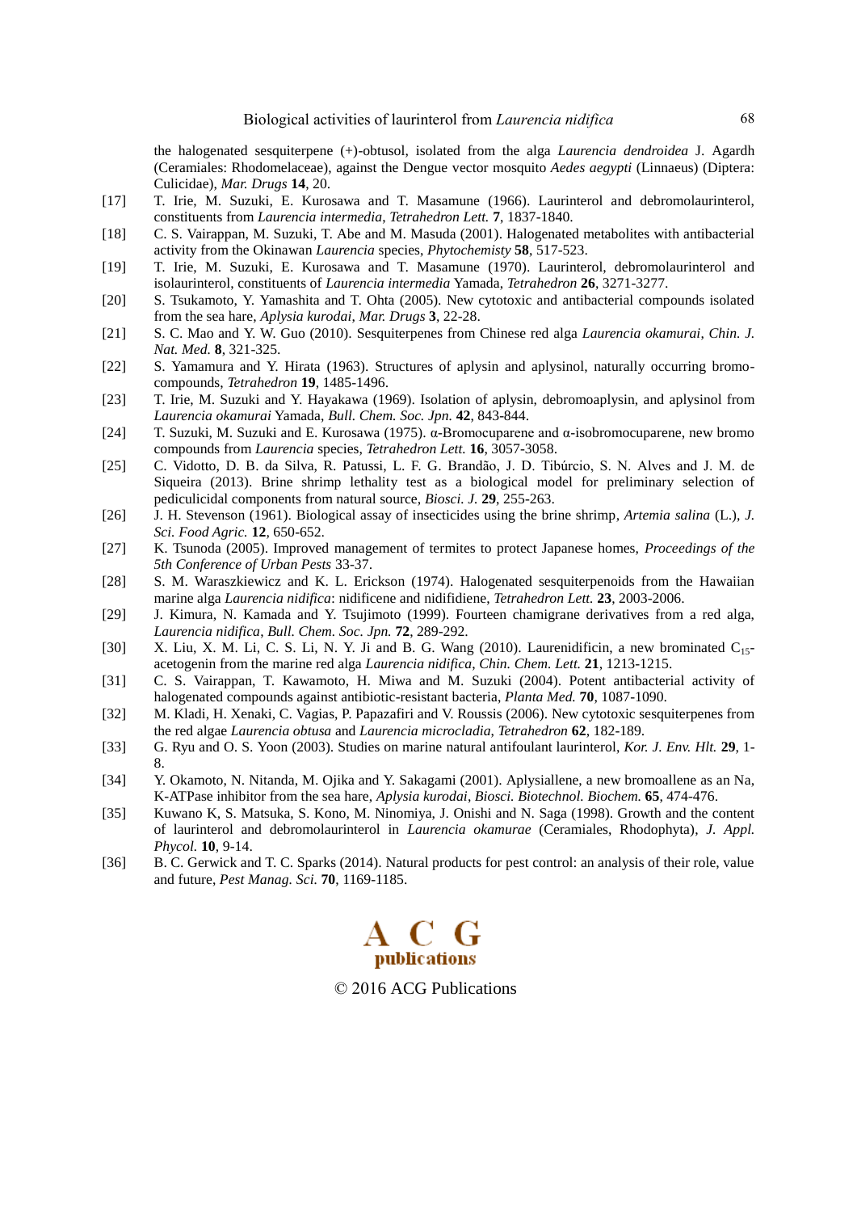the halogenated sesquiterpene (+)-obtusol, isolated from the alga *Laurencia dendroidea* J. Agardh (Ceramiales: Rhodomelaceae), against the Dengue vector mosquito *Aedes aegypti* (Linnaeus) (Diptera: Culicidae), *Mar. Drugs* **14**, 20.

[17] T. Irie, M. Suzuki, E. Kurosawa and T. Masamune (1966). Laurinterol and debromolaurinterol, constituents from *Laurencia intermedia*, *Tetrahedron Lett.* **7**, 1837-1840.

[18] C. S. Vairappan, M. Suzuki, T. Abe and M. Masuda (2001). Halogenated metabolites with antibacterial activity from the Okinawan *Laurencia* species, *Phytochemisty* **58**, 517-523.

[19] T. Irie, M. Suzuki, E. Kurosawa and T. Masamune (1970). Laurinterol, debromolaurinterol and isolaurinterol, constituents of *Laurencia intermedia* Yamada, *Tetrahedron* **26**, 3271-3277.

[20] S. Tsukamoto, Y. Yamashita and T. Ohta (2005). New cytotoxic and antibacterial compounds isolated from the sea hare, *Aplysia kurodai*, *Mar. Drugs* **3**, 22-28.

[21] S. C. Mao and Y. W. Guo (2010). Sesquiterpenes from Chinese red alga *Laurencia okamurai*, *Chin. J. Nat. Med.* **8**, 321-325.

[22] S. Yamamura and Y. Hirata (1963). Structures of aplysin and aplysinol, naturally occurring bromo-compounds, *Tetrahedron* **19**, 1485-1496.

[23] T. Irie, M. Suzuki and Y. Hayakawa (1969). Isolation of aplysin, debromoaplysin, and aplysinol from *Laurencia okamurai* Yamada, *Bull. Chem. Soc. Jpn.* **42**, 843-844.

[24] T. Suzuki, M. Suzuki and E. Kurosawa (1975). α-Bromocuparene and α-isobromocuparene, new bromo compounds from *Laurencia* species, *Tetrahedron Lett.* **16**, 3057-3058.

[25] C. Vidotto, D. B. da Silva, R. Patussi, L. F. G. Brandão, J. D. Tibúrcio, S. N. Alves and J. M. de Siqueira (2013). Brine shrimp lethality test as a biological model for preliminary selection of pediculicidal components from natural source, *Biosci. J.* **29**, 255-263.

[26] J. H. Stevenson (1961). Biological assay of insecticides using the brine shrimp, *Artemia salina* (L.), *J. Sci. Food Agric.* **12**, 650-652.

[27] K. Tsunoda (2005). Improved management of termites to protect Japanese homes, *Proceedings of the 5th Conference of Urban Pests* 33-37.

[28] S. M. Waraszkiewicz and K. L. Erickson (1974). Halogenated sesquiterpenoids from the Hawaiian marine alga *Laurencia nidifica*: nidificene and nidifidiene, *Tetrahedron Lett.* **23**, 2003-2006.

[29] J. Kimura, N. Kamada and Y. Tsujimoto (1999). Fourteen chamigrane derivatives from a red alga, *Laurencia nidifica*, *Bull. Chem. Soc. Jpn.* **72**, 289-292.

[30] X. Liu, X. M. Li, C. S. Li, N. Y. Ji and B. G. Wang (2010). Laurenidificin, a new brominated $C_{15}$-acetogenin from the marine red alga *Laurencia nidifica*, *Chin. Chem. Lett.* **21**, 1213-1215.

[31] C. S. Vairappan, T. Kawamoto, H. Miwa and M. Suzuki (2004). Potent antibacterial activity of halogenated compounds against antibiotic-resistant bacteria, *Planta Med.* **70**, 1087-1090.

[32] M. Kladi, H. Xenaki, C. Vagias, P. Papazafiri and V. Roussis (2006). New cytotoxic sesquiterpenes from the red algae *Laurencia obtusa* and *Laurencia microcladia*, *Tetrahedron* **62**, 182-189.

[33] G. Ryu and O. S. Yoon (2003). Studies on marine natural antifoulant laurinterol, *Kor. J. Env. Hlt.* **29**, 1-8.

[34] Y. Okamoto, N. Nitanda, M. Ojika and Y. Sakagami (2001). Aplysiallene, a new bromoallene as an Na, K-ATPase inhibitor from the sea hare, *Aplysia kurodai*, *Biosci. Biotechnol. Biochem.* **65**, 474-476.

[35] Kuwano K, S. Matsuka, S. Kono, M. Ninomiya, J. Onishi and N. Saga (1998). Growth and the content of laurinterol and debromolaurinterol in *Laurencia okamurae* (Ceramiales, Rhodophyta), *J. Appl. Phycol.* **10**, 9-14.

[36] B. C. Gerwick and T. C. Sparks (2014). Natural products for pest control: an analysis of their role, value and future, *Pest Manag. Sci.* **70**, 1169-1185.

A C G
publications

© 2016 ACG Publications